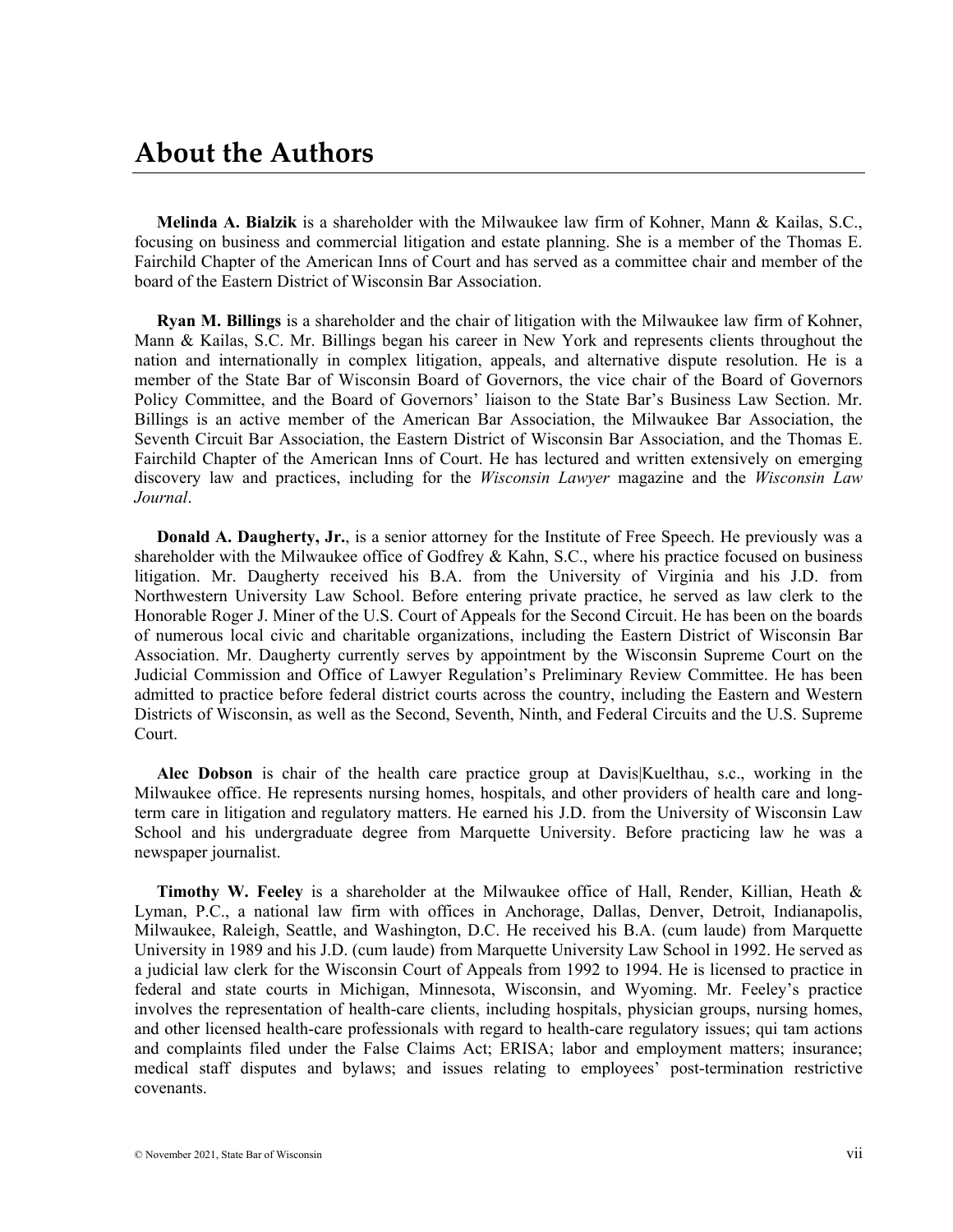# About the Authors

**Melinda A. Bialzik** is a shareholder with the Milwaukee law firm of Kohner, Mann & Kailas, S.C., focusing on business and commercial litigation and estate planning. She is a member of the Thomas E. Fairchild Chapter of the American Inns of Court and has served as a committee chair and member of the board of the Eastern District of Wisconsin Bar Association.

**Ryan M. Billings** is a shareholder and the chair of litigation with the Milwaukee law firm of Kohner, Mann & Kailas, S.C. Mr. Billings began his career in New York and represents clients throughout the nation and internationally in complex litigation, appeals, and alternative dispute resolution. He is a member of the State Bar of Wisconsin Board of Governors, the vice chair of the Board of Governors Policy Committee, and the Board of Governors' liaison to the State Bar's Business Law Section. Mr. Billings is an active member of the American Bar Association, the Milwaukee Bar Association, the Seventh Circuit Bar Association, the Eastern District of Wisconsin Bar Association, and the Thomas E. Fairchild Chapter of the American Inns of Court. He has lectured and written extensively on emerging discovery law and practices, including for the *Wisconsin Lawyer* magazine and the *Wisconsin Law Journal*.

**Donald A. Daugherty, Jr.**, is a senior attorney for the Institute of Free Speech. He previously was a shareholder with the Milwaukee office of Godfrey & Kahn, S.C., where his practice focused on business litigation. Mr. Daugherty received his B.A. from the University of Virginia and his J.D. from Northwestern University Law School. Before entering private practice, he served as law clerk to the Honorable Roger J. Miner of the U.S. Court of Appeals for the Second Circuit. He has been on the boards of numerous local civic and charitable organizations, including the Eastern District of Wisconsin Bar Association. Mr. Daugherty currently serves by appointment by the Wisconsin Supreme Court on the Judicial Commission and Office of Lawyer Regulation's Preliminary Review Committee. He has been admitted to practice before federal district courts across the country, including the Eastern and Western Districts of Wisconsin, as well as the Second, Seventh, Ninth, and Federal Circuits and the U.S. Supreme Court.

**Alec Dobson** is chair of the health care practice group at Davis|Kuelthau, s.c., working in the Milwaukee office. He represents nursing homes, hospitals, and other providers of health care and long-term care in litigation and regulatory matters. He earned his J.D. from the University of Wisconsin Law School and his undergraduate degree from Marquette University. Before practicing law he was a newspaper journalist.

**Timothy W. Feeley** is a shareholder at the Milwaukee office of Hall, Render, Killian, Heath & Lyman, P.C., a national law firm with offices in Anchorage, Dallas, Denver, Detroit, Indianapolis, Milwaukee, Raleigh, Seattle, and Washington, D.C. He received his B.A. (cum laude) from Marquette University in 1989 and his J.D. (cum laude) from Marquette University Law School in 1992. He served as a judicial law clerk for the Wisconsin Court of Appeals from 1992 to 1994. He is licensed to practice in federal and state courts in Michigan, Minnesota, Wisconsin, and Wyoming. Mr. Feeley's practice involves the representation of health-care clients, including hospitals, physician groups, nursing homes, and other licensed health-care professionals with regard to health-care regulatory issues; qui tam actions and complaints filed under the False Claims Act; ERISA; labor and employment matters; insurance; medical staff disputes and bylaws; and issues relating to employees' post-termination restrictive covenants.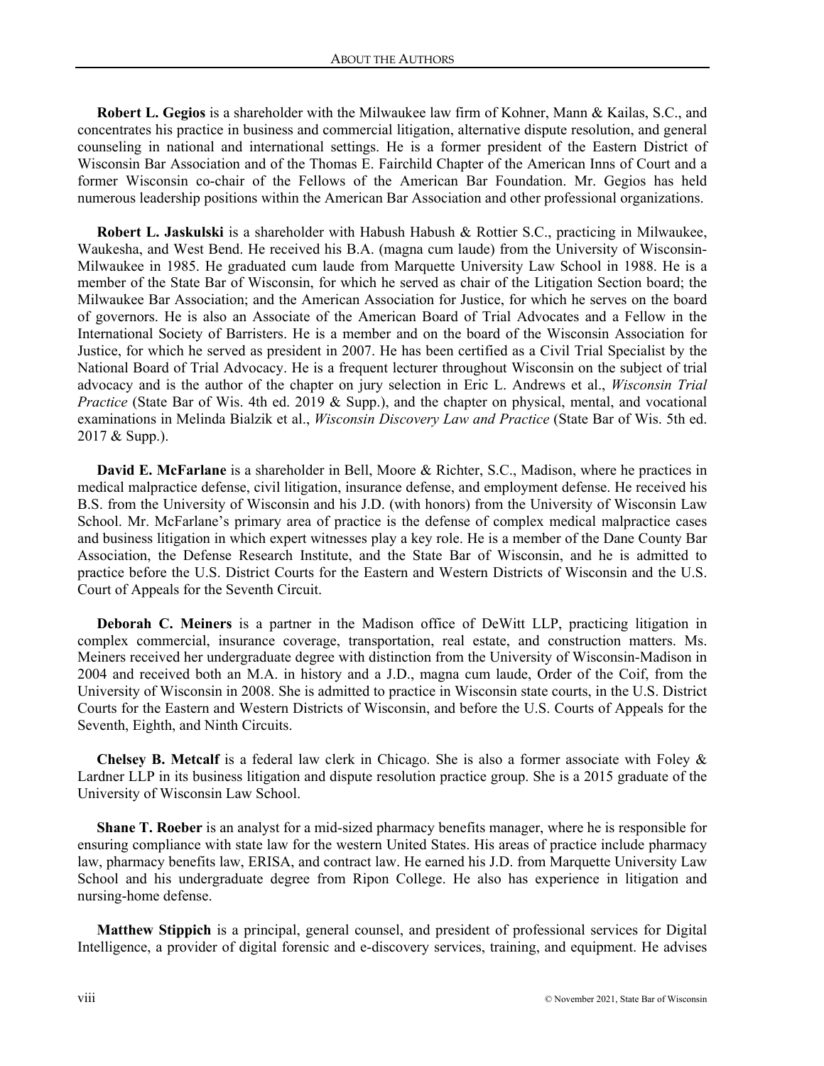**Robert L. Gegios** is a shareholder with the Milwaukee law firm of Kohner, Mann & Kailas, S.C., and concentrates his practice in business and commercial litigation, alternative dispute resolution, and general counseling in national and international settings. He is a former president of the Eastern District of Wisconsin Bar Association and of the Thomas E. Fairchild Chapter of the American Inns of Court and a former Wisconsin co-chair of the Fellows of the American Bar Foundation. Mr. Gegios has held numerous leadership positions within the American Bar Association and other professional organizations.

**Robert L. Jaskulski** is a shareholder with Habush Habush & Rottier S.C., practicing in Milwaukee, Waukesha, and West Bend. He received his B.A. (magna cum laude) from the University of Wisconsin-Milwaukee in 1985. He graduated cum laude from Marquette University Law School in 1988. He is a member of the State Bar of Wisconsin, for which he served as chair of the Litigation Section board; the Milwaukee Bar Association; and the American Association for Justice, for which he serves on the board of governors. He is also an Associate of the American Board of Trial Advocates and a Fellow in the International Society of Barristers. He is a member and on the board of the Wisconsin Association for Justice, for which he served as president in 2007. He has been certified as a Civil Trial Specialist by the National Board of Trial Advocacy. He is a frequent lecturer throughout Wisconsin on the subject of trial advocacy and is the author of the chapter on jury selection in Eric L. Andrews et al., *Wisconsin Trial Practice* (State Bar of Wis. 4th ed. 2019 & Supp.), and the chapter on physical, mental, and vocational examinations in Melinda Bialzik et al., *Wisconsin Discovery Law and Practice* (State Bar of Wis. 5th ed. 2017 & Supp.).

**David E. McFarlane** is a shareholder in Bell, Moore & Richter, S.C., Madison, where he practices in medical malpractice defense, civil litigation, insurance defense, and employment defense. He received his B.S. from the University of Wisconsin and his J.D. (with honors) from the University of Wisconsin Law School. Mr. McFarlane's primary area of practice is the defense of complex medical malpractice cases and business litigation in which expert witnesses play a key role. He is a member of the Dane County Bar Association, the Defense Research Institute, and the State Bar of Wisconsin, and he is admitted to practice before the U.S. District Courts for the Eastern and Western Districts of Wisconsin and the U.S. Court of Appeals for the Seventh Circuit.

**Deborah C. Meiners** is a partner in the Madison office of DeWitt LLP, practicing litigation in complex commercial, insurance coverage, transportation, real estate, and construction matters. Ms. Meiners received her undergraduate degree with distinction from the University of Wisconsin-Madison in 2004 and received both an M.A. in history and a J.D., magna cum laude, Order of the Coif, from the University of Wisconsin in 2008. She is admitted to practice in Wisconsin state courts, in the U.S. District Courts for the Eastern and Western Districts of Wisconsin, and before the U.S. Courts of Appeals for the Seventh, Eighth, and Ninth Circuits.

**Chelsey B. Metcalf** is a federal law clerk in Chicago. She is also a former associate with Foley & Lardner LLP in its business litigation and dispute resolution practice group. She is a 2015 graduate of the University of Wisconsin Law School.

**Shane T. Roeber** is an analyst for a mid-sized pharmacy benefits manager, where he is responsible for ensuring compliance with state law for the western United States. His areas of practice include pharmacy law, pharmacy benefits law, ERISA, and contract law. He earned his J.D. from Marquette University Law School and his undergraduate degree from Ripon College. He also has experience in litigation and nursing-home defense.

**Matthew Stippich** is a principal, general counsel, and president of professional services for Digital Intelligence, a provider of digital forensic and e-discovery services, training, and equipment. He advises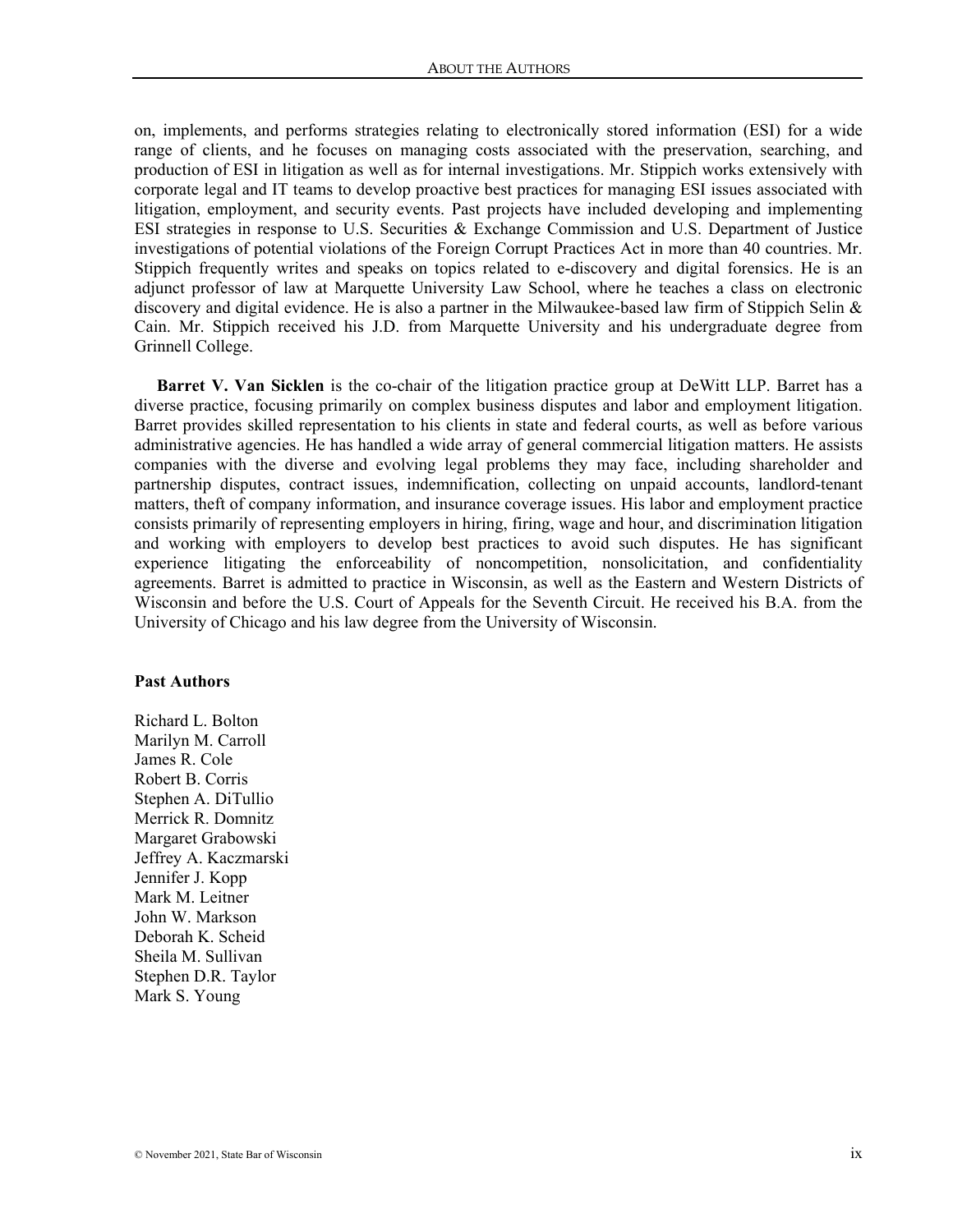on, implements, and performs strategies relating to electronically stored information (ESI) for a wide range of clients, and he focuses on managing costs associated with the preservation, searching, and production of ESI in litigation as well as for internal investigations. Mr. Stippich works extensively with corporate legal and IT teams to develop proactive best practices for managing ESI issues associated with litigation, employment, and security events. Past projects have included developing and implementing ESI strategies in response to U.S. Securities & Exchange Commission and U.S. Department of Justice investigations of potential violations of the Foreign Corrupt Practices Act in more than 40 countries. Mr. Stippich frequently writes and speaks on topics related to e-discovery and digital forensics. He is an adjunct professor of law at Marquette University Law School, where he teaches a class on electronic discovery and digital evidence. He is also a partner in the Milwaukee-based law firm of Stippich Selin & Cain. Mr. Stippich received his J.D. from Marquette University and his undergraduate degree from Grinnell College.

**Barret V. Van Sicklen** is the co-chair of the litigation practice group at DeWitt LLP. Barret has a diverse practice, focusing primarily on complex business disputes and labor and employment litigation. Barret provides skilled representation to his clients in state and federal courts, as well as before various administrative agencies. He has handled a wide array of general commercial litigation matters. He assists companies with the diverse and evolving legal problems they may face, including shareholder and partnership disputes, contract issues, indemnification, collecting on unpaid accounts, landlord-tenant matters, theft of company information, and insurance coverage issues. His labor and employment practice consists primarily of representing employers in hiring, firing, wage and hour, and discrimination litigation and working with employers to develop best practices to avoid such disputes. He has significant experience litigating the enforceability of noncompetition, nonsolicitation, and confidentiality agreements. Barret is admitted to practice in Wisconsin, as well as the Eastern and Western Districts of Wisconsin and before the U.S. Court of Appeals for the Seventh Circuit. He received his B.A. from the University of Chicago and his law degree from the University of Wisconsin.

**Past Authors**

Richard L. Bolton
Marilyn M. Carroll
James R. Cole
Robert B. Corris
Stephen A. DiTullio
Merrick R. Domnitz
Margaret Grabowski
Jeffrey A. Kaczmarski
Jennifer J. Kopp
Mark M. Leitner
John W. Markson
Deborah K. Scheid
Sheila M. Sullivan
Stephen D.R. Taylor
Mark S. Young